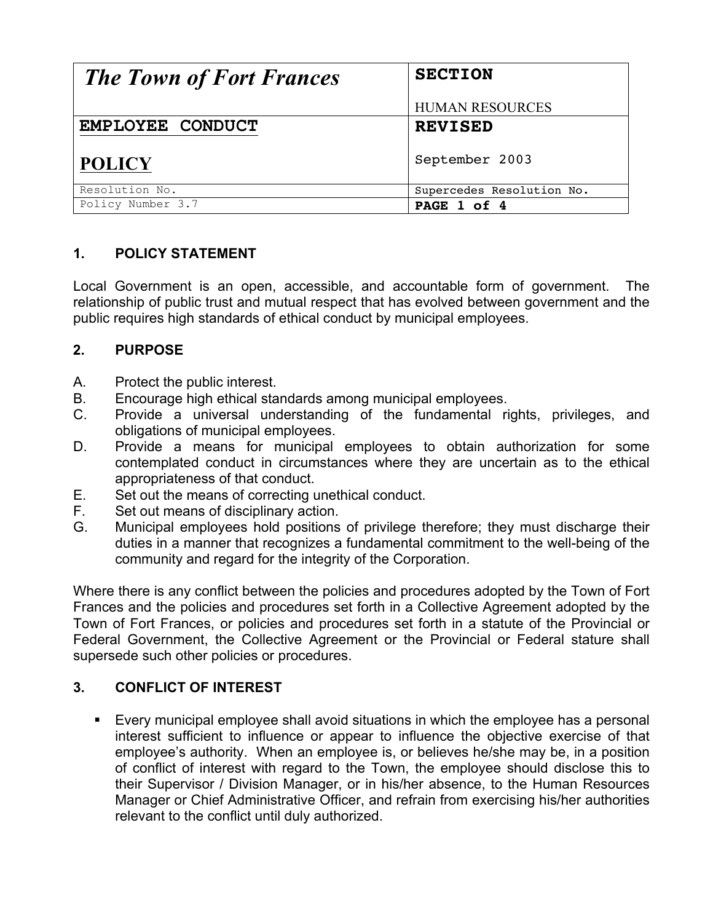| *The Town of Fort Frances* | **SECTION**<br><br>HUMAN RESOURCES |
| --- | --- |
| **EMPLOYEE CONDUCT**<br><br>**POLICY** | **REVISED**<br><br>September 2003 |
| Resolution No. | Supercedes Resolution No. |
| Policy Number 3.7 | **PAGE 1 of 4** |

## 1. POLICY STATEMENT

Local Government is an open, accessible, and accountable form of government. The relationship of public trust and mutual respect that has evolved between government and the public requires high standards of ethical conduct by municipal employees.

## 2. PURPOSE

A. Protect the public interest.
B. Encourage high ethical standards among municipal employees.
C. Provide a universal understanding of the fundamental rights, privileges, and obligations of municipal employees.
D. Provide a means for municipal employees to obtain authorization for some contemplated conduct in circumstances where they are uncertain as to the ethical appropriateness of that conduct.
E. Set out the means of correcting unethical conduct.
F. Set out means of disciplinary action.
G. Municipal employees hold positions of privilege therefore; they must discharge their duties in a manner that recognizes a fundamental commitment to the well-being of the community and regard for the integrity of the Corporation.

Where there is any conflict between the policies and procedures adopted by the Town of Fort Frances and the policies and procedures set forth in a Collective Agreement adopted by the Town of Fort Frances, or policies and procedures set forth in a statute of the Provincial or Federal Government, the Collective Agreement or the Provincial or Federal stature shall supersede such other policies or procedures.

## 3. CONFLICT OF INTEREST

- Every municipal employee shall avoid situations in which the employee has a personal interest sufficient to influence or appear to influence the objective exercise of that employee's authority. When an employee is, or believes he/she may be, in a position of conflict of interest with regard to the Town, the employee should disclose this to their Supervisor / Division Manager, or in his/her absence, to the Human Resources Manager or Chief Administrative Officer, and refrain from exercising his/her authorities relevant to the conflict until duly authorized.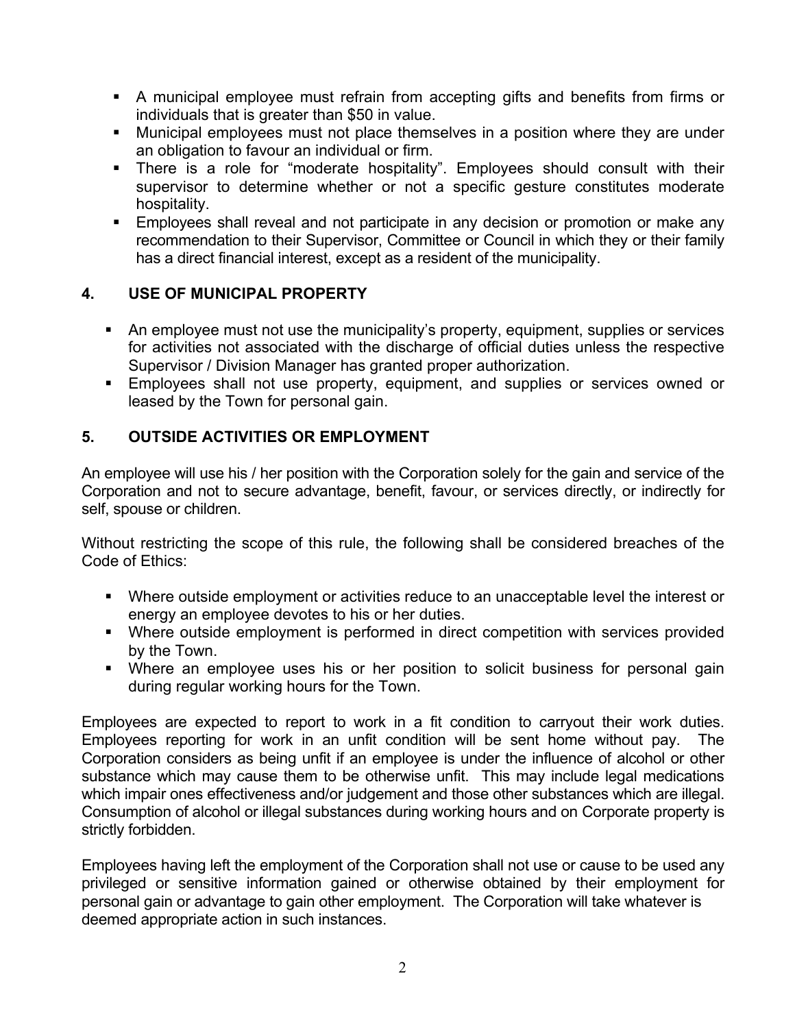- A municipal employee must refrain from accepting gifts and benefits from firms or individuals that is greater than $50 in value.
- Municipal employees must not place themselves in a position where they are under an obligation to favour an individual or firm.
- There is a role for "moderate hospitality". Employees should consult with their supervisor to determine whether or not a specific gesture constitutes moderate hospitality.
- Employees shall reveal and not participate in any decision or promotion or make any recommendation to their Supervisor, Committee or Council in which they or their family has a direct financial interest, except as a resident of the municipality.

## 4. USE OF MUNICIPAL PROPERTY

- An employee must not use the municipality's property, equipment, supplies or services for activities not associated with the discharge of official duties unless the respective Supervisor / Division Manager has granted proper authorization.
- Employees shall not use property, equipment, and supplies or services owned or leased by the Town for personal gain.

## 5. OUTSIDE ACTIVITIES OR EMPLOYMENT

An employee will use his / her position with the Corporation solely for the gain and service of the Corporation and not to secure advantage, benefit, favour, or services directly, or indirectly for self, spouse or children.

Without restricting the scope of this rule, the following shall be considered breaches of the Code of Ethics:

- Where outside employment or activities reduce to an unacceptable level the interest or energy an employee devotes to his or her duties.
- Where outside employment is performed in direct competition with services provided by the Town.
- Where an employee uses his or her position to solicit business for personal gain during regular working hours for the Town.

Employees are expected to report to work in a fit condition to carryout their work duties. Employees reporting for work in an unfit condition will be sent home without pay. The Corporation considers as being unfit if an employee is under the influence of alcohol or other substance which may cause them to be otherwise unfit. This may include legal medications which impair ones effectiveness and/or judgement and those other substances which are illegal. Consumption of alcohol or illegal substances during working hours and on Corporate property is strictly forbidden.

Employees having left the employment of the Corporation shall not use or cause to be used any privileged or sensitive information gained or otherwise obtained by their employment for personal gain or advantage to gain other employment. The Corporation will take whatever is deemed appropriate action in such instances.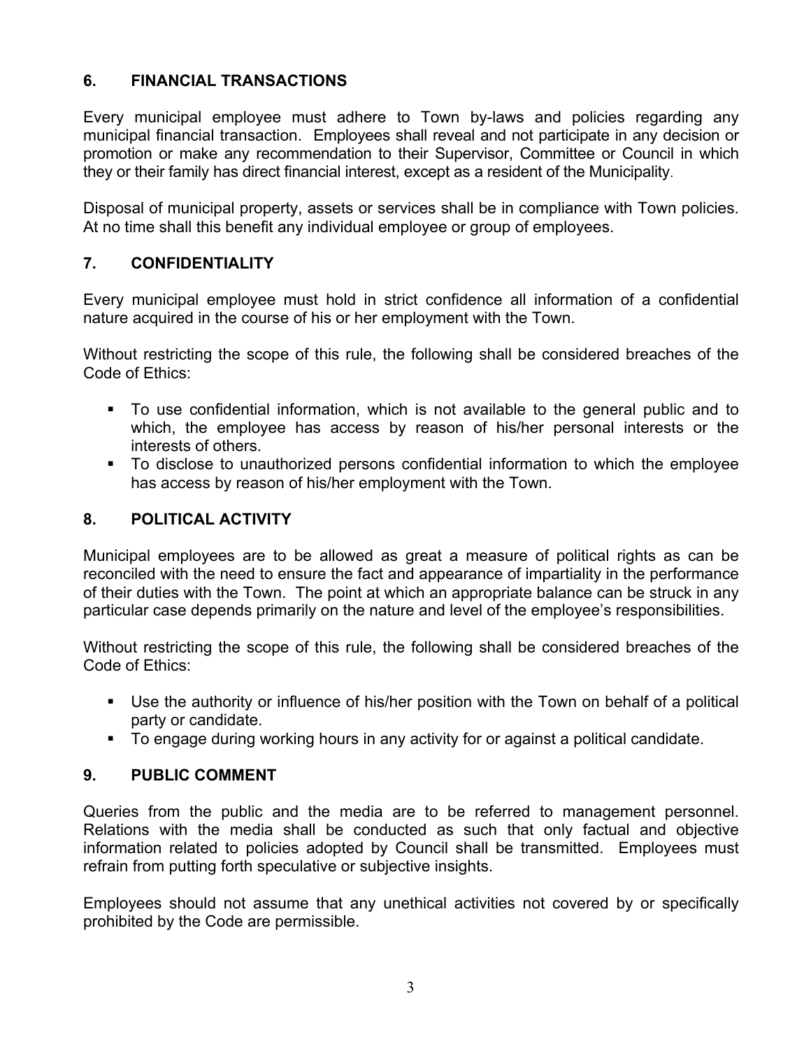## 6. FINANCIAL TRANSACTIONS

Every municipal employee must adhere to Town by-laws and policies regarding any municipal financial transaction. Employees shall reveal and not participate in any decision or promotion or make any recommendation to their Supervisor, Committee or Council in which they or their family has direct financial interest, except as a resident of the Municipality.

Disposal of municipal property, assets or services shall be in compliance with Town policies. At no time shall this benefit any individual employee or group of employees.

## 7. CONFIDENTIALITY

Every municipal employee must hold in strict confidence all information of a confidential nature acquired in the course of his or her employment with the Town.

Without restricting the scope of this rule, the following shall be considered breaches of the Code of Ethics:

- To use confidential information, which is not available to the general public and to which, the employee has access by reason of his/her personal interests or the interests of others.
- To disclose to unauthorized persons confidential information to which the employee has access by reason of his/her employment with the Town.

## 8. POLITICAL ACTIVITY

Municipal employees are to be allowed as great a measure of political rights as can be reconciled with the need to ensure the fact and appearance of impartiality in the performance of their duties with the Town. The point at which an appropriate balance can be struck in any particular case depends primarily on the nature and level of the employee's responsibilities.

Without restricting the scope of this rule, the following shall be considered breaches of the Code of Ethics:

- Use the authority or influence of his/her position with the Town on behalf of a political party or candidate.
- To engage during working hours in any activity for or against a political candidate.

## 9. PUBLIC COMMENT

Queries from the public and the media are to be referred to management personnel. Relations with the media shall be conducted as such that only factual and objective information related to policies adopted by Council shall be transmitted. Employees must refrain from putting forth speculative or subjective insights.

Employees should not assume that any unethical activities not covered by or specifically prohibited by the Code are permissible.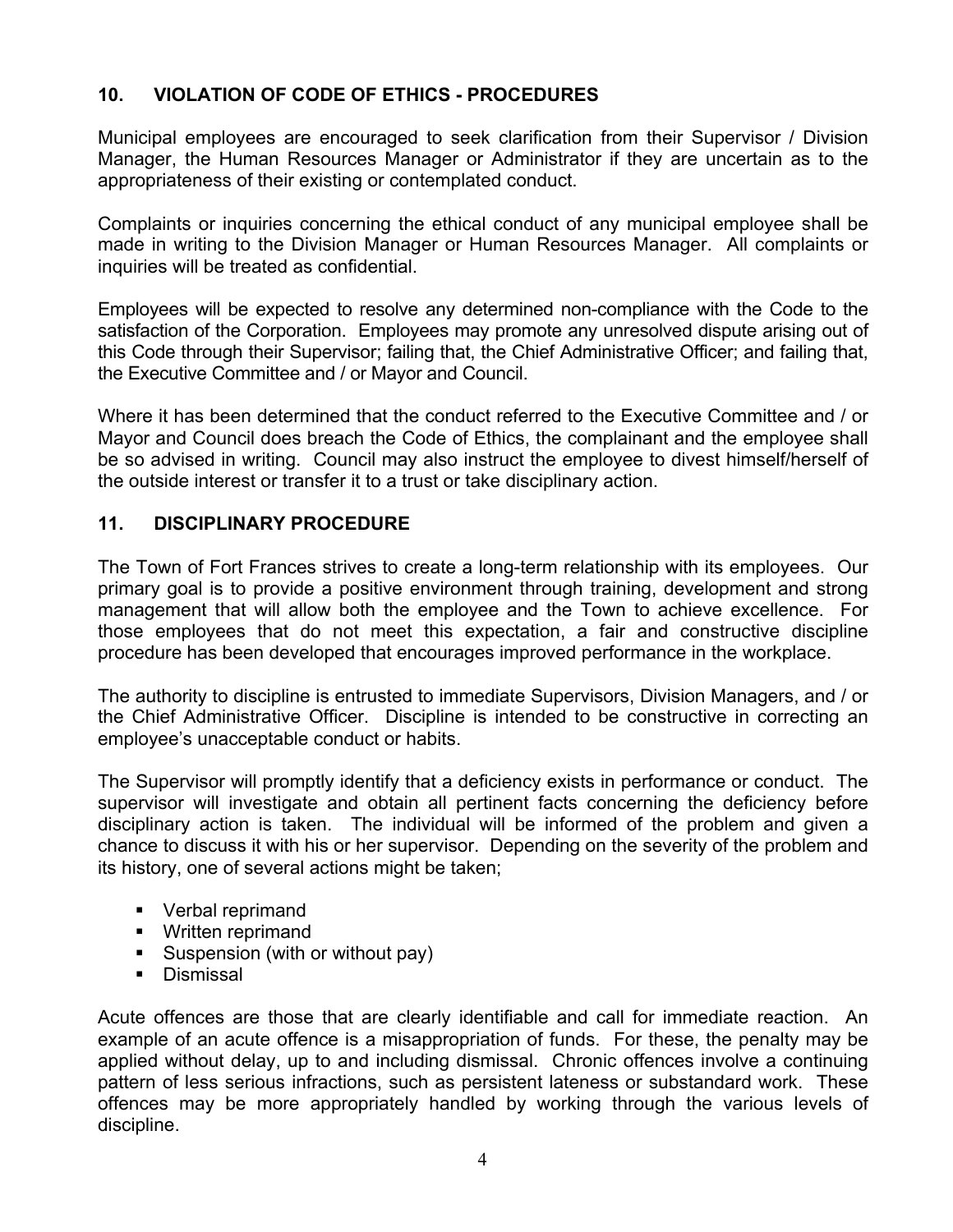## 10. VIOLATION OF CODE OF ETHICS - PROCEDURES

Municipal employees are encouraged to seek clarification from their Supervisor / Division Manager, the Human Resources Manager or Administrator if they are uncertain as to the appropriateness of their existing or contemplated conduct.

Complaints or inquiries concerning the ethical conduct of any municipal employee shall be made in writing to the Division Manager or Human Resources Manager. All complaints or inquiries will be treated as confidential.

Employees will be expected to resolve any determined non-compliance with the Code to the satisfaction of the Corporation. Employees may promote any unresolved dispute arising out of this Code through their Supervisor; failing that, the Chief Administrative Officer; and failing that, the Executive Committee and / or Mayor and Council.

Where it has been determined that the conduct referred to the Executive Committee and / or Mayor and Council does breach the Code of Ethics, the complainant and the employee shall be so advised in writing. Council may also instruct the employee to divest himself/herself of the outside interest or transfer it to a trust or take disciplinary action.

## 11. DISCIPLINARY PROCEDURE

The Town of Fort Frances strives to create a long-term relationship with its employees. Our primary goal is to provide a positive environment through training, development and strong management that will allow both the employee and the Town to achieve excellence. For those employees that do not meet this expectation, a fair and constructive discipline procedure has been developed that encourages improved performance in the workplace.

The authority to discipline is entrusted to immediate Supervisors, Division Managers, and / or the Chief Administrative Officer. Discipline is intended to be constructive in correcting an employee's unacceptable conduct or habits.

The Supervisor will promptly identify that a deficiency exists in performance or conduct. The supervisor will investigate and obtain all pertinent facts concerning the deficiency before disciplinary action is taken. The individual will be informed of the problem and given a chance to discuss it with his or her supervisor. Depending on the severity of the problem and its history, one of several actions might be taken;

- Verbal reprimand
- Written reprimand
- Suspension (with or without pay)
- Dismissal

Acute offences are those that are clearly identifiable and call for immediate reaction. An example of an acute offence is a misappropriation of funds. For these, the penalty may be applied without delay, up to and including dismissal. Chronic offences involve a continuing pattern of less serious infractions, such as persistent lateness or substandard work. These offences may be more appropriately handled by working through the various levels of discipline.